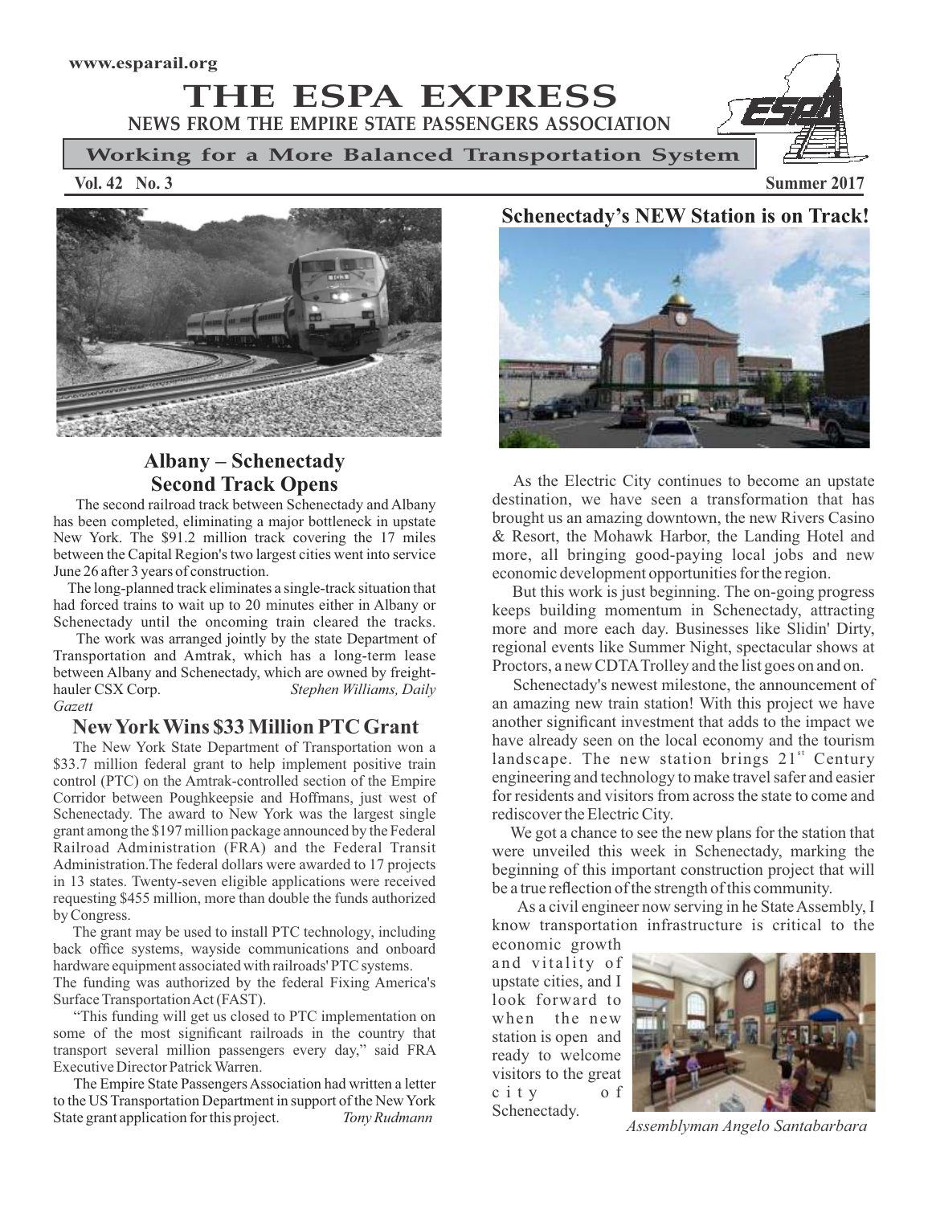www.esparail.org

# THE ESPA EXPRESS

**NEWS FROM THE EMPIRE STATE PASSENGERS ASSOCIATION**

**Working for a More Balanced Transportation System**

**Vol. 42 No. 3** **Summer 2017**

## Albany – Schenectady Second Track Opens

The second railroad track between Schenectady and Albany has been completed, eliminating a major bottleneck in upstate New York. The $91.2 million track covering the 17 miles between the Capital Region's two largest cities went into service June 26 after 3 years of construction.

The long-planned track eliminates a single-track situation that had forced trains to wait up to 20 minutes either in Albany or Schenectady until the oncoming train cleared the tracks.

The work was arranged jointly by the state Department of Transportation and Amtrak, which has a long-term lease between Albany and Schenectady, which are owned by freight-hauler CSX Corp. *Stephen Williams, Daily Gazett*

## New York Wins $33 Million PTC Grant

The New York State Department of Transportation won a $33.7 million federal grant to help implement positive train control (PTC) on the Amtrak-controlled section of the Empire Corridor between Poughkeepsie and Hoffmans, just west of Schenectady. The award to New York was the largest single grant among the $197 million package announced by the Federal Railroad Administration (FRA) and the Federal Transit Administration.The federal dollars were awarded to 17 projects in 13 states. Twenty-seven eligible applications were received requesting $455 million, more than double the funds authorized by Congress.

The grant may be used to install PTC technology, including back office systems, wayside communications and onboard hardware equipment associated with railroads' PTC systems.

The funding was authorized by the federal Fixing America's Surface Transportation Act (FAST).

"This funding will get us closed to PTC implementation on some of the most significant railroads in the country that transport several million passengers every day," said FRA Executive Director Patrick Warren.

The Empire State Passengers Association had written a letter to the US Transportation Department in support of the New York State grant application for this project. *Tony Rudmann*

## Schenectady's NEW Station is on Track!

As the Electric City continues to become an upstate destination, we have seen a transformation that has brought us an amazing downtown, the new Rivers Casino & Resort, the Mohawk Harbor, the Landing Hotel and more, all bringing good-paying local jobs and new economic development opportunities for the region.

But this work is just beginning. The on-going progress keeps building momentum in Schenectady, attracting more and more each day. Businesses like Slidin' Dirty, regional events like Summer Night, spectacular shows at Proctors, a new CDTA Trolley and the list goes on and on.

Schenectady's newest milestone, the announcement of an amazing new train station! With this project we have another significant investment that adds to the impact we have already seen on the local economy and the tourism landscape. The new station brings 21st Century engineering and technology to make travel safer and easier for residents and visitors from across the state to come and rediscover the Electric City.

We got a chance to see the new plans for the station that were unveiled this week in Schenectady, marking the beginning of this important construction project that will be a true reflection of the strength of this community.

As a civil engineer now serving in he State Assembly, I know transportation infrastructure is critical to the economic growth and vitality of upstate cities, and I look forward to when the new station is open and ready to welcome visitors to the great city of Schenectady.

*Assemblyman Angelo Santabarbara*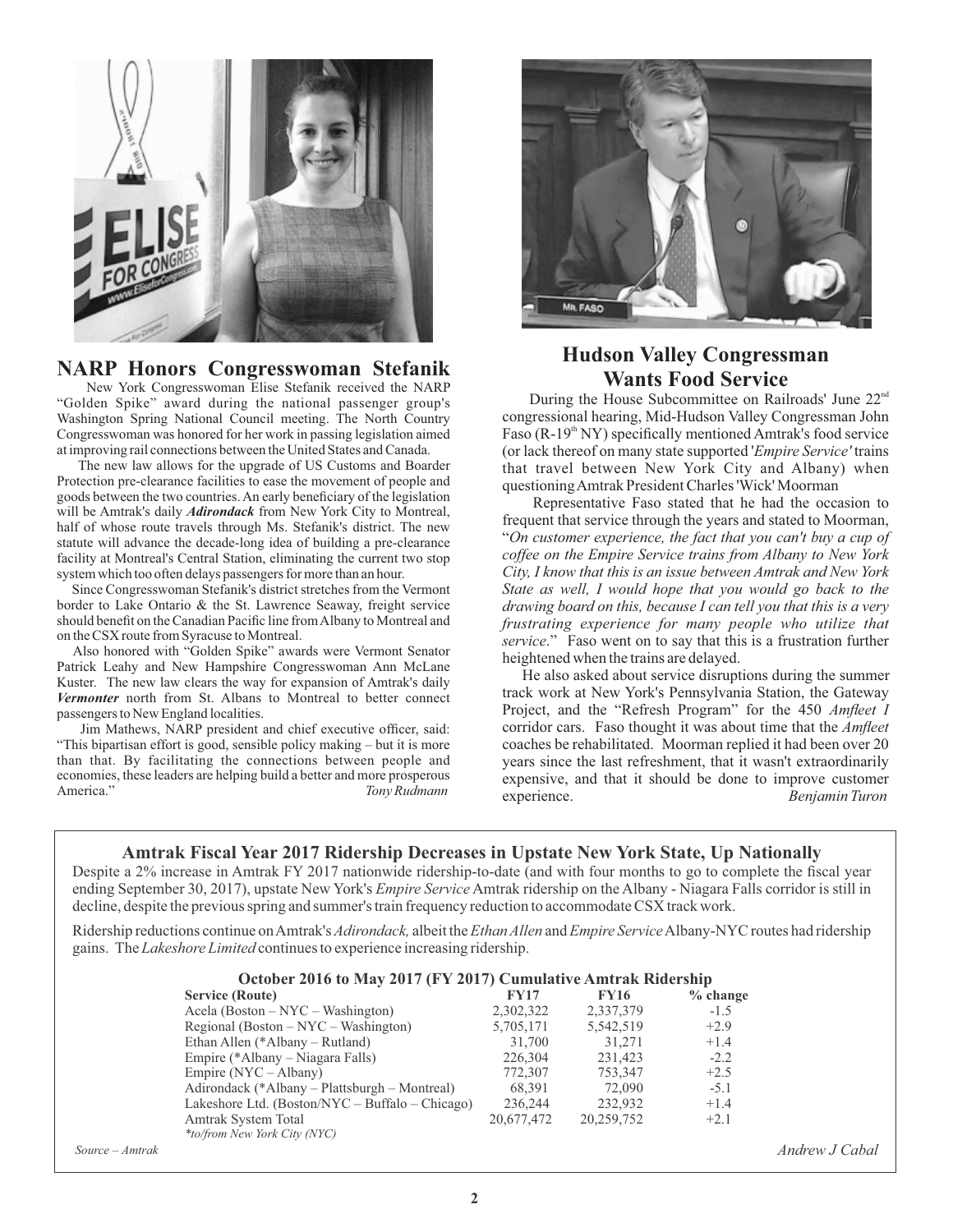## NARP Honors Congresswoman Stefanik

New York Congresswoman Elise Stefanik received the NARP "Golden Spike" award during the national passenger group's Washington Spring National Council meeting. The North Country Congresswoman was honored for her work in passing legislation aimed at improving rail connections between the United States and Canada.

The new law allows for the upgrade of US Customs and Boarder Protection pre-clearance facilities to ease the movement of people and goods between the two countries. An early beneficiary of the legislation will be Amtrak's daily ***Adirondack*** from New York City to Montreal, half of whose route travels through Ms. Stefanik's district. The new statute will advance the decade-long idea of building a pre-clearance facility at Montreal's Central Station, eliminating the current two stop system which too often delays passengers for more than an hour.

Since Congresswoman Stefanik's district stretches from the Vermont border to Lake Ontario & the St. Lawrence Seaway, freight service should benefit on the Canadian Pacific line from Albany to Montreal and on the CSX route from Syracuse to Montreal.

Also honored with "Golden Spike" awards were Vermont Senator Patrick Leahy and New Hampshire Congresswoman Ann McLane Kuster. The new law clears the way for expansion of Amtrak's daily ***Vermonter*** north from St. Albans to Montreal to better connect passengers to New England localities.

Jim Mathews, NARP president and chief executive officer, said: "This bipartisan effort is good, sensible policy making – but it is more than that. By facilitating the connections between people and economies, these leaders are helping build a better and more prosperous America."

*Tony Rudmann*

## Hudson Valley Congressman Wants Food Service

During the House Subcommittee on Railroads' June 22nd congressional hearing, Mid-Hudson Valley Congressman John Faso (R-19th NY) specifically mentioned Amtrak's food service (or lack thereof on many state supported '*Empire Service'* trains that travel between New York City and Albany) when questioning Amtrak President Charles 'Wick' Moorman

Representative Faso stated that he had the occasion to frequent that service through the years and stated to Moorman, "*On customer experience, the fact that you can't buy a cup of coffee on the Empire Service trains from Albany to New York City, I know that this is an issue between Amtrak and New York State as well, I would hope that you would go back to the drawing board on this, because I can tell you that this is a very frustrating experience for many people who utilize that service*." Faso went on to say that this is a frustration further heightened when the trains are delayed.

He also asked about service disruptions during the summer track work at New York's Pennsylvania Station, the Gateway Project, and the "Refresh Program" for the 450 *Amfleet I* corridor cars. Faso thought it was about time that the *Amfleet* coaches be rehabilitated. Moorman replied it had been over 20 years since the last refreshment, that it wasn't extraordinarily expensive, and that it should be done to improve customer experience.

*Benjamin Turon*

## Amtrak Fiscal Year 2017 Ridership Decreases in Upstate New York State, Up Nationally

Despite a 2% increase in Amtrak FY 2017 nationwide ridership-to-date (and with four months to go to complete the fiscal year ending September 30, 2017), upstate New York's *Empire Service* Amtrak ridership on the Albany - Niagara Falls corridor is still in decline, despite the previous spring and summer's train frequency reduction to accommodate CSX track work.

Ridership reductions continue on Amtrak's *Adirondack,* albeit the *Ethan Allen* and *Empire Service* Albany-NYC routes had ridership gains. The *Lakeshore Limited* continues to experience increasing ridership.

**October 2016 to May 2017 (FY 2017) Cumulative Amtrak Ridership**

| Service (Route) | FY17 | FY16 | % change |
|---|---|---|---|
| Acela (Boston – NYC – Washington) | 2,302,322 | 2,337,379 | -1.5 |
| Regional (Boston – NYC – Washington) | 5,705,171 | 5,542,519 | +2.9 |
| Ethan Allen (*Albany – Rutland) | 31,700 | 31,271 | +1.4 |
| Empire (*Albany – Niagara Falls) | 226,304 | 231,423 | -2.2 |
| Empire (NYC – Albany) | 772,307 | 753,347 | +2.5 |
| Adirondack (*Albany – Plattsburgh – Montreal) | 68,391 | 72,090 | -5.1 |
| Lakeshore Ltd. (Boston/NYC – Buffalo – Chicago) | 236,244 | 232,932 | +1.4 |
| Amtrak System Total | 20,677,472 | 20,259,752 | +2.1 |

*\*to/from New York City (NYC)*

*Source – Amtrak*

*Andrew J Cabal*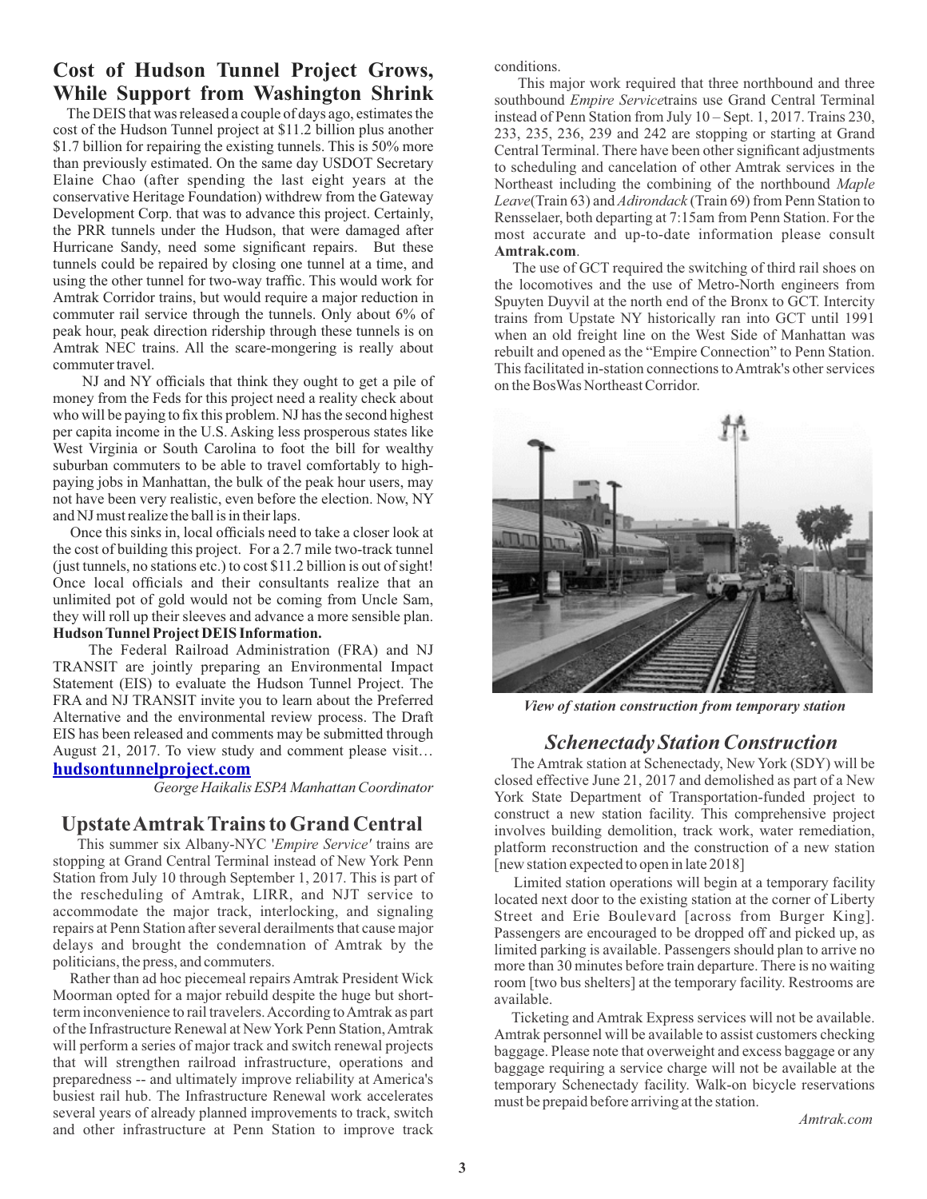## Cost of Hudson Tunnel Project Grows, While Support from Washington Shrink

The DEIS that was released a couple of days ago, estimates the cost of the Hudson Tunnel project at $11.2 billion plus another $1.7 billion for repairing the existing tunnels. This is 50% more than previously estimated. On the same day USDOT Secretary Elaine Chao (after spending the last eight years at the conservative Heritage Foundation) withdrew from the Gateway Development Corp. that was to advance this project. Certainly, the PRR tunnels under the Hudson, that were damaged after Hurricane Sandy, need some significant repairs. But these tunnels could be repaired by closing one tunnel at a time, and using the other tunnel for two-way traffic. This would work for Amtrak Corridor trains, but would require a major reduction in commuter rail service through the tunnels. Only about 6% of peak hour, peak direction ridership through these tunnels is on Amtrak NEC trains. All the scare-mongering is really about commuter travel.

NJ and NY officials that think they ought to get a pile of money from the Feds for this project need a reality check about who will be paying to fix this problem. NJ has the second highest per capita income in the U.S. Asking less prosperous states like West Virginia or South Carolina to foot the bill for wealthy suburban commuters to be able to travel comfortably to high-paying jobs in Manhattan, the bulk of the peak hour users, may not have been very realistic, even before the election. Now, NY and NJ must realize the ball is in their laps.

Once this sinks in, local officials need to take a closer look at the cost of building this project. For a 2.7 mile two-track tunnel (just tunnels, no stations etc.) to cost $11.2 billion is out of sight! Once local officials and their consultants realize that an unlimited pot of gold would not be coming from Uncle Sam, they will roll up their sleeves and advance a more sensible plan.

**Hudson Tunnel Project DEIS Information.**

The Federal Railroad Administration (FRA) and NJ TRANSIT are jointly preparing an Environmental Impact Statement (EIS) to evaluate the Hudson Tunnel Project. The FRA and NJ TRANSIT invite you to learn about the Preferred Alternative and the environmental review process. The Draft EIS has been released and comments may be submitted through August 21, 2017. To view study and comment please visit… **hudsontunnelproject.com**

*George Haikalis ESPA Manhattan Coordinator*

## Upstate Amtrak Trains to Grand Central

This summer six Albany-NYC '*Empire Service'* trains are stopping at Grand Central Terminal instead of New York Penn Station from July 10 through September 1, 2017. This is part of the rescheduling of Amtrak, LIRR, and NJT service to accommodate the major track, interlocking, and signaling repairs at Penn Station after several derailments that cause major delays and brought the condemnation of Amtrak by the politicians, the press, and commuters.

Rather than ad hoc piecemeal repairs Amtrak President Wick Moorman opted for a major rebuild despite the huge but short-term inconvenience to rail travelers. According to Amtrak as part of the Infrastructure Renewal at New York Penn Station, Amtrak will perform a series of major track and switch renewal projects that will strengthen railroad infrastructure, operations and preparedness -- and ultimately improve reliability at America's busiest rail hub. The Infrastructure Renewal work accelerates several years of already planned improvements to track, switch and other infrastructure at Penn Station to improve track conditions.

This major work required that three northbound and three southbound *Empire Service* trains use Grand Central Terminal instead of Penn Station from July 10 – Sept. 1, 2017. Trains 230, 233, 235, 236, 239 and 242 are stopping or starting at Grand Central Terminal. There have been other significant adjustments to scheduling and cancelation of other Amtrak services in the Northeast including the combining of the northbound *Maple Leave* (Train 63) and *Adirondack* (Train 69) from Penn Station to Rensselaer, both departing at 7:15am from Penn Station. For the most accurate and up-to-date information please consult **Amtrak.com**.

The use of GCT required the switching of third rail shoes on the locomotives and the use of Metro-North engineers from Spuyten Duyvil at the north end of the Bronx to GCT. Intercity trains from Upstate NY historically ran into GCT until 1991 when an old freight line on the West Side of Manhattan was rebuilt and opened as the "Empire Connection" to Penn Station. This facilitated in-station connections to Amtrak's other services on the BosWas Northeast Corridor.

*View of station construction from temporary station*

## *Schenectady Station Construction*

The Amtrak station at Schenectady, New York (SDY) will be closed effective June 21, 2017 and demolished as part of a New York State Department of Transportation-funded project to construct a new station facility. This comprehensive project involves building demolition, track work, water remediation, platform reconstruction and the construction of a new station [new station expected to open in late 2018]

Limited station operations will begin at a temporary facility located next door to the existing station at the corner of Liberty Street and Erie Boulevard [across from Burger King]. Passengers are encouraged to be dropped off and picked up, as limited parking is available. Passengers should plan to arrive no more than 30 minutes before train departure. There is no waiting room [two bus shelters] at the temporary facility. Restrooms are available.

Ticketing and Amtrak Express services will not be available. Amtrak personnel will be available to assist customers checking baggage. Please note that overweight and excess baggage or any baggage requiring a service charge will not be available at the temporary Schenectady facility. Walk-on bicycle reservations must be prepaid before arriving at the station.

*Amtrak.com*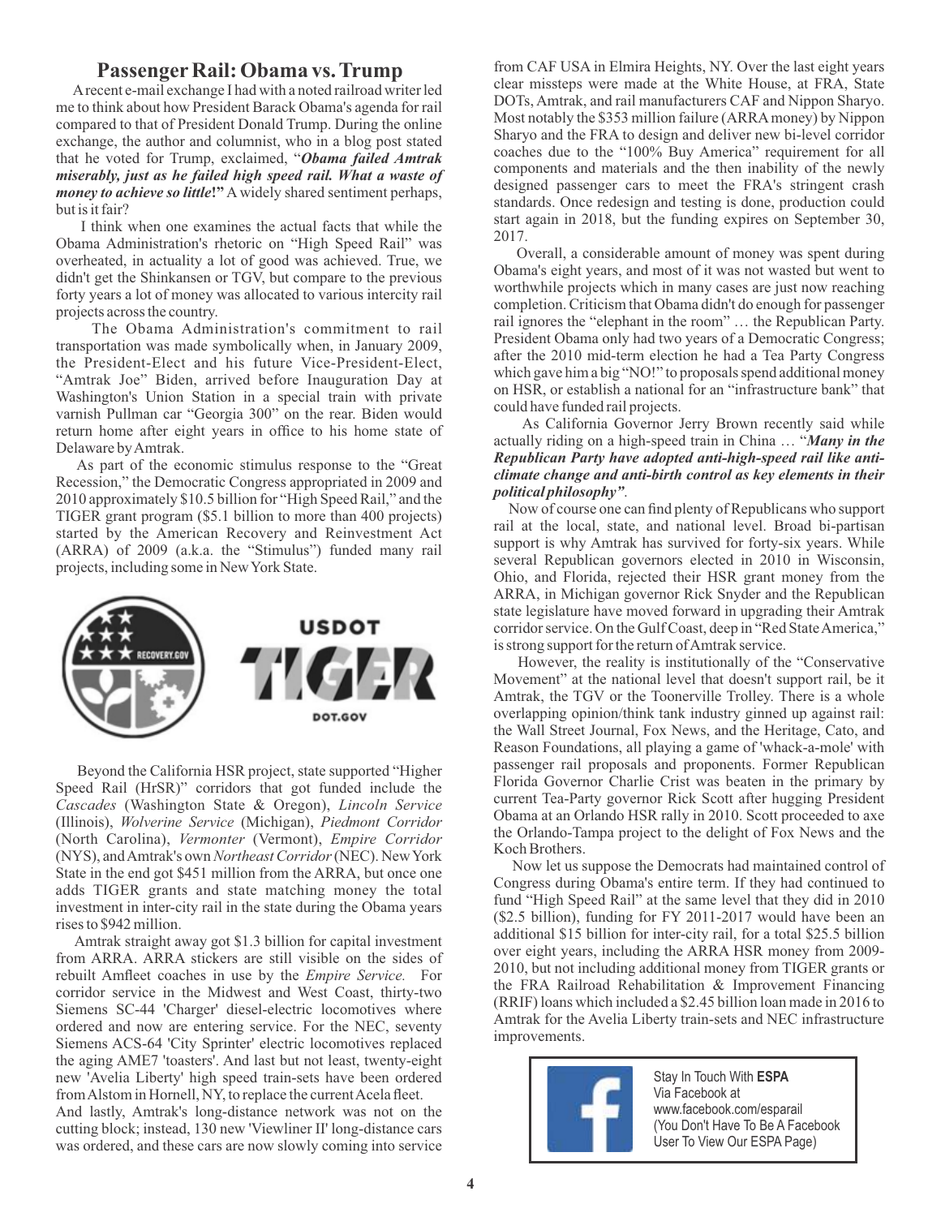## Passenger Rail: Obama vs. Trump

A recent e-mail exchange I had with a noted railroad writer led me to think about how President Barack Obama's agenda for rail compared to that of President Donald Trump. During the online exchange, the author and columnist, who in a blog post stated that he voted for Trump, exclaimed, "***Obama failed Amtrak miserably, just as he failed high speed rail. What a waste of money to achieve so little*!**" A widely shared sentiment perhaps, but is it fair?

I think when one examines the actual facts that while the Obama Administration's rhetoric on "High Speed Rail" was overheated, in actuality a lot of good was achieved. True, we didn't get the Shinkansen or TGV, but compare to the previous forty years a lot of money was allocated to various intercity rail projects across the country.

The Obama Administration's commitment to rail transportation was made symbolically when, in January 2009, the President-Elect and his future Vice-President-Elect, "Amtrak Joe" Biden, arrived before Inauguration Day at Washington's Union Station in a special train with private varnish Pullman car "Georgia 300" on the rear. Biden would return home after eight years in office to his home state of Delaware by Amtrak.

As part of the economic stimulus response to the "Great Recession," the Democratic Congress appropriated in 2009 and 2010 approximately $10.5 billion for "High Speed Rail," and the TIGER grant program ($5.1 billion to more than 400 projects) started by the American Recovery and Reinvestment Act (ARRA) of 2009 (a.k.a. the "Stimulus") funded many rail projects, including some in New York State.

Beyond the California HSR project, state supported "Higher Speed Rail (HrSR)" corridors that got funded include the *Cascades* (Washington State & Oregon), *Lincoln Service* (Illinois), *Wolverine Service* (Michigan), *Piedmont Corridor* (North Carolina), *Vermonter* (Vermont), *Empire Corridor* (NYS), and Amtrak's own *Northeast Corridor* (NEC). New York State in the end got $451 million from the ARRA, but once one adds TIGER grants and state matching money the total investment in inter-city rail in the state during the Obama years rises to $942 million.

Amtrak straight away got $1.3 billion for capital investment from ARRA. ARRA stickers are still visible on the sides of rebuilt Amfleet coaches in use by the *Empire Service*. For corridor service in the Midwest and West Coast, thirty-two Siemens SC-44 'Charger' diesel-electric locomotives where ordered and now are entering service. For the NEC, seventy Siemens ACS-64 'City Sprinter' electric locomotives replaced the aging AME7 'toasters'. And last but not least, twenty-eight new 'Avelia Liberty' high speed train-sets have been ordered from Alstom in Hornell, NY, to replace the current Acela fleet.

And lastly, Amtrak's long-distance network was not on the cutting block; instead, 130 new 'Viewliner II' long-distance cars was ordered, and these cars are now slowly coming into service from CAF USA in Elmira Heights, NY. Over the last eight years clear missteps were made at the White House, at FRA, State DOTs, Amtrak, and rail manufacturers CAF and Nippon Sharyo. Most notably the $353 million failure (ARRA money) by Nippon Sharyo and the FRA to design and deliver new bi-level corridor coaches due to the "100% Buy America" requirement for all components and materials and the then inability of the newly designed passenger cars to meet the FRA's stringent crash standards. Once redesign and testing is done, production could start again in 2018, but the funding expires on September 30, 2017.

Overall, a considerable amount of money was spent during Obama's eight years, and most of it was not wasted but went to worthwhile projects which in many cases are just now reaching completion. Criticism that Obama didn't do enough for passenger rail ignores the "elephant in the room" … the Republican Party. President Obama only had two years of a Democratic Congress; after the 2010 mid-term election he had a Tea Party Congress which gave him a big "NO!" to proposals spend additional money on HSR, or establish a national for an "infrastructure bank" that could have funded rail projects.

As California Governor Jerry Brown recently said while actually riding on a high-speed train in China … "***Many in the Republican Party have adopted anti-high-speed rail like anti-climate change and anti-birth control as key elements in their political philosophy"***.

Now of course one can find plenty of Republicans who support rail at the local, state, and national level. Broad bi-partisan support is why Amtrak has survived for forty-six years. While several Republican governors elected in 2010 in Wisconsin, Ohio, and Florida, rejected their HSR grant money from the ARRA, in Michigan governor Rick Snyder and the Republican state legislature have moved forward in upgrading their Amtrak corridor service. On the Gulf Coast, deep in "Red State America," is strong support for the return of Amtrak service.

However, the reality is institutionally of the "Conservative Movement" at the national level that doesn't support rail, be it Amtrak, the TGV or the Toonerville Trolley. There is a whole overlapping opinion/think tank industry ginned up against rail: the Wall Street Journal, Fox News, and the Heritage, Cato, and Reason Foundations, all playing a game of 'whack-a-mole' with passenger rail proposals and proponents. Former Republican Florida Governor Charlie Crist was beaten in the primary by current Tea-Party governor Rick Scott after hugging President Obama at an Orlando HSR rally in 2010. Scott proceeded to axe the Orlando-Tampa project to the delight of Fox News and the Koch Brothers.

Now let us suppose the Democrats had maintained control of Congress during Obama's entire term. If they had continued to fund "High Speed Rail" at the same level that they did in 2010 ($2.5 billion), funding for FY 2011-2017 would have been an additional $15 billion for inter-city rail, for a total $25.5 billion over eight years, including the ARRA HSR money from 2009-2010, but not including additional money from TIGER grants or the FRA Railroad Rehabilitation & Improvement Financing (RRIF) loans which included a $2.45 billion loan made in 2016 to Amtrak for the Avelia Liberty train-sets and NEC infrastructure improvements.

Stay In Touch With **ESPA**
Via Facebook at
www.facebook.com/esparail
(You Don't Have To Be A Facebook User To View Our ESPA Page)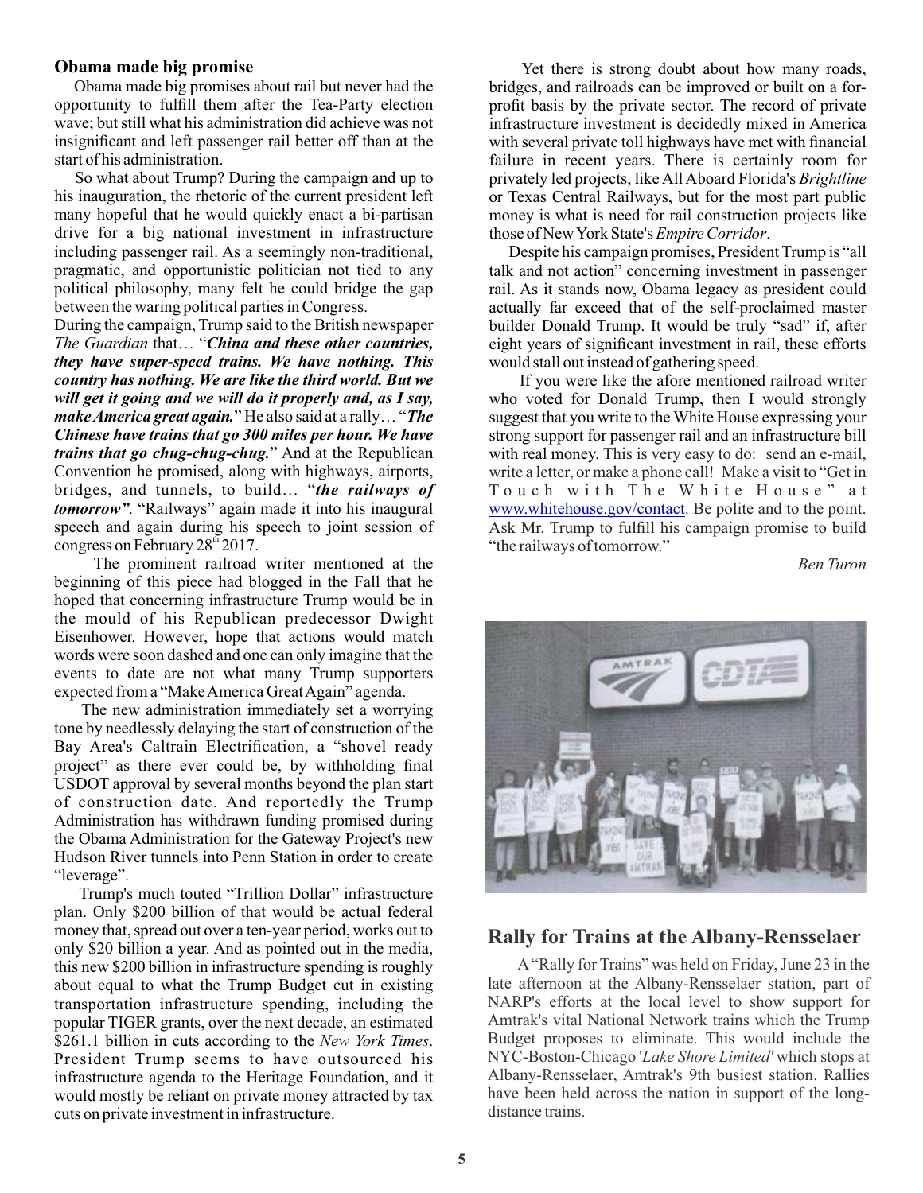## Obama made big promise

Obama made big promises about rail but never had the opportunity to fulfill them after the Tea-Party election wave; but still what his administration did achieve was not insignificant and left passenger rail better off than at the start of his administration.

So what about Trump? During the campaign and up to his inauguration, the rhetoric of the current president left many hopeful that he would quickly enact a bi-partisan drive for a big national investment in infrastructure including passenger rail. As a seemingly non-traditional, pragmatic, and opportunistic politician not tied to any political philosophy, many felt he could bridge the gap between the waring political parties in Congress.

During the campaign, Trump said to the British newspaper *The Guardian* that… "***China and these other countries, they have super-speed trains. We have nothing. This country has nothing. We are like the third world. But we will get it going and we will do it properly and, as I say, make America great again.***" He also said at a rally… "***The Chinese have trains that go 300 miles per hour. We have trains that go chug-chug-chug.***" And at the Republican Convention he promised, along with highways, airports, bridges, and tunnels, to build… "***the railways of tomorrow"***. "Railways" again made it into his inaugural speech and again during his speech to joint session of congress on February 28th 2017.

The prominent railroad writer mentioned at the beginning of this piece had blogged in the Fall that he hoped that concerning infrastructure Trump would be in the mould of his Republican predecessor Dwight Eisenhower. However, hope that actions would match words were soon dashed and one can only imagine that the events to date are not what many Trump supporters expected from a "Make America Great Again" agenda.

The new administration immediately set a worrying tone by needlessly delaying the start of construction of the Bay Area's Caltrain Electrification, a "shovel ready project" as there ever could be, by withholding final USDOT approval by several months beyond the plan start of construction date. And reportedly the Trump Administration has withdrawn funding promised during the Obama Administration for the Gateway Project's new Hudson River tunnels into Penn Station in order to create "leverage".

Trump's much touted "Trillion Dollar" infrastructure plan. Only $200 billion of that would be actual federal money that, spread out over a ten-year period, works out to only $20 billion a year. And as pointed out in the media, this new $200 billion in infrastructure spending is roughly about equal to what the Trump Budget cut in existing transportation infrastructure spending, including the popular TIGER grants, over the next decade, an estimated $261.1 billion in cuts according to the *New York Times*. President Trump seems to have outsourced his infrastructure agenda to the Heritage Foundation, and it would mostly be reliant on private money attracted by tax cuts on private investment in infrastructure.

Yet there is strong doubt about how many roads, bridges, and railroads can be improved or built on a for-profit basis by the private sector. The record of private infrastructure investment is decidedly mixed in America with several private toll highways have met with financial failure in recent years. There is certainly room for privately led projects, like All Aboard Florida's *Brightline* or Texas Central Railways, but for the most part public money is what is need for rail construction projects like those of New York State's *Empire Corridor*.

Despite his campaign promises, President Trump is "all talk and not action" concerning investment in passenger rail. As it stands now, Obama legacy as president could actually far exceed that of the self-proclaimed master builder Donald Trump. It would be truly "sad" if, after eight years of significant investment in rail, these efforts would stall out instead of gathering speed.

If you were like the afore mentioned railroad writer who voted for Donald Trump, then I would strongly suggest that you write to the White House expressing your strong support for passenger rail and an infrastructure bill with real money. This is very easy to do: send an e-mail, write a letter, or make a phone call! Make a visit to "Get in Touch with The White House" at www.whitehouse.gov/contact. Be polite and to the point. Ask Mr. Trump to fulfill his campaign promise to build "the railways of tomorrow."

*Ben Turon*

## Rally for Trains at the Albany-Rensselaer

A "Rally for Trains" was held on Friday, June 23 in the late afternoon at the Albany-Rensselaer station, part of NARP's efforts at the local level to show support for Amtrak's vital National Network trains which the Trump Budget proposes to eliminate. This would include the NYC-Boston-Chicago '*Lake Shore Limited'* which stops at Albany-Rensselaer, Amtrak's 9th busiest station. Rallies have been held across the nation in support of the long-distance trains.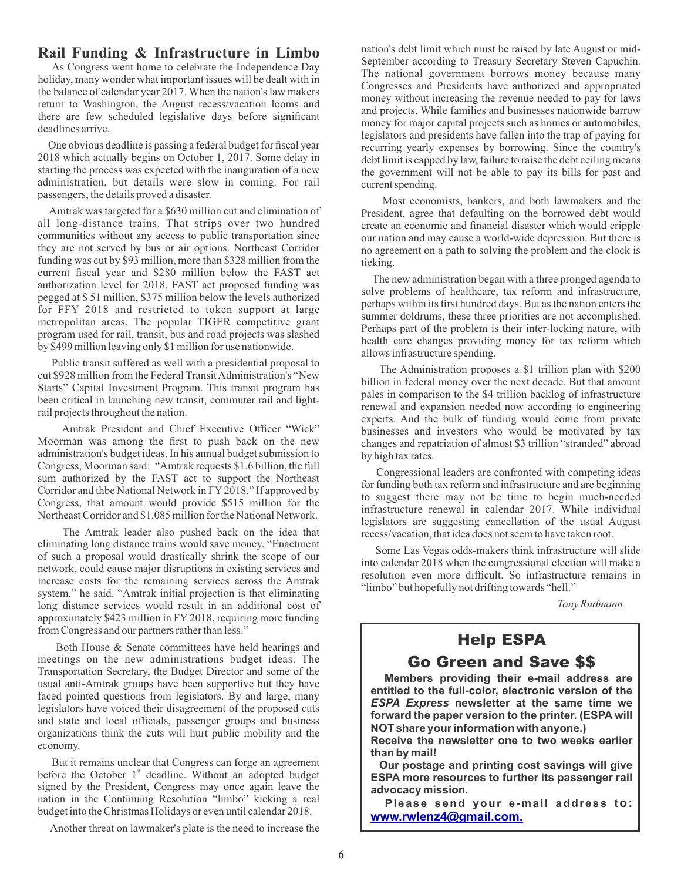## Rail Funding & Infrastructure in Limbo

As Congress went home to celebrate the Independence Day holiday, many wonder what important issues will be dealt with in the balance of calendar year 2017. When the nation's law makers return to Washington, the August recess/vacation looms and there are few scheduled legislative days before significant deadlines arrive.

One obvious deadline is passing a federal budget for fiscal year 2018 which actually begins on October 1, 2017. Some delay in starting the process was expected with the inauguration of a new administration, but details were slow in coming. For rail passengers, the details proved a disaster.

Amtrak was targeted for a $630 million cut and elimination of all long-distance trains. That strips over two hundred communities without any access to public transportation since they are not served by bus or air options. Northeast Corridor funding was cut by $93 million, more than $328 million from the current fiscal year and $280 million below the FAST act authorization level for 2018. FAST act proposed funding was pegged at $ 51 million, $375 million below the levels authorized for FFY 2018 and restricted to token support at large metropolitan areas. The popular TIGER competitive grant program used for rail, transit, bus and road projects was slashed by $499 million leaving only $1 million for use nationwide.

Public transit suffered as well with a presidential proposal to cut $928 million from the Federal Transit Administration's "New Starts" Capital Investment Program. This transit program has been critical in launching new transit, commuter rail and light-rail projects throughout the nation.

Amtrak President and Chief Executive Officer "Wick" Moorman was among the first to push back on the new administration's budget ideas. In his annual budget submission to Congress, Moorman said: "Amtrak requests $1.6 billion, the full sum authorized by the FAST act to support the Northeast Corridor and thbe National Network in FY 2018." If approved by Congress, that amount would provide $515 million for the Northeast Corridor and $1.085 million for the National Network.

The Amtrak leader also pushed back on the idea that eliminating long distance trains would save money. "Enactment of such a proposal would drastically shrink the scope of our network, could cause major disruptions in existing services and increase costs for the remaining services across the Amtrak system," he said. "Amtrak initial projection is that eliminating long distance services would result in an additional cost of approximately $423 million in FY 2018, requiring more funding from Congress and our partners rather than less."

Both House & Senate committees have held hearings and meetings on the new administrations budget ideas. The Transportation Secretary, the Budget Director and some of the usual anti-Amtrak groups have been supportive but they have faced pointed questions from legislators. By and large, many legislators have voiced their disagreement of the proposed cuts and state and local officials, passenger groups and business organizations think the cuts will hurt public mobility and the economy.

But it remains unclear that Congress can forge an agreement before the October 1st deadline. Without an adopted budget signed by the President, Congress may once again leave the nation in the Continuing Resolution "limbo" kicking a real budget into the Christmas Holidays or even until calendar 2018.

Another threat on lawmaker's plate is the need to increase the nation's debt limit which must be raised by late August or mid-September according to Treasury Secretary Steven Capuchin. The national government borrows money because many Congresses and Presidents have authorized and appropriated money without increasing the revenue needed to pay for laws and projects. While families and businesses nationwide barrow money for major capital projects such as homes or automobiles, legislators and presidents have fallen into the trap of paying for recurring yearly expenses by borrowing. Since the country's debt limit is capped by law, failure to raise the debt ceiling means the government will not be able to pay its bills for past and current spending.

Most economists, bankers, and both lawmakers and the President, agree that defaulting on the borrowed debt would create an economic and financial disaster which would cripple our nation and may cause a world-wide depression. But there is no agreement on a path to solving the problem and the clock is ticking.

The new administration began with a three pronged agenda to solve problems of healthcare, tax reform and infrastructure, perhaps within its first hundred days. But as the nation enters the summer doldrums, these three priorities are not accomplished. Perhaps part of the problem is their inter-locking nature, with health care changes providing money for tax reform which allows infrastructure spending.

The Administration proposes a $1 trillion plan with $200 billion in federal money over the next decade. But that amount pales in comparison to the $4 trillion backlog of infrastructure renewal and expansion needed now according to engineering experts. And the bulk of funding would come from private businesses and investors who would be motivated by tax changes and repatriation of almost $3 trillion "stranded" abroad by high tax rates.

Congressional leaders are confronted with competing ideas for funding both tax reform and infrastructure and are beginning to suggest there may not be time to begin much-needed infrastructure renewal in calendar 2017. While individual legislators are suggesting cancellation of the usual August recess/vacation, that idea does not seem to have taken root.

Some Las Vegas odds-makers think infrastructure will slide into calendar 2018 when the congressional election will make a resolution even more difficult. So infrastructure remains in "limbo" but hopefully not drifting towards "hell."

*Tony Rudmann*

---

## Help ESPA
## Go Green and Save $$

**Members providing their e-mail address are entitled to the full-color, electronic version of the *ESPA Express* newsletter at the same time we forward the paper version to the printer. (ESPA will NOT share your information with anyone.)**

**Receive the newsletter one to two weeks earlier than by mail!**

**Our postage and printing cost savings will give ESPA more resources to further its passenger rail advocacy mission.**

**Please send your e-mail address to: www.rwlenz4@gmail.com.**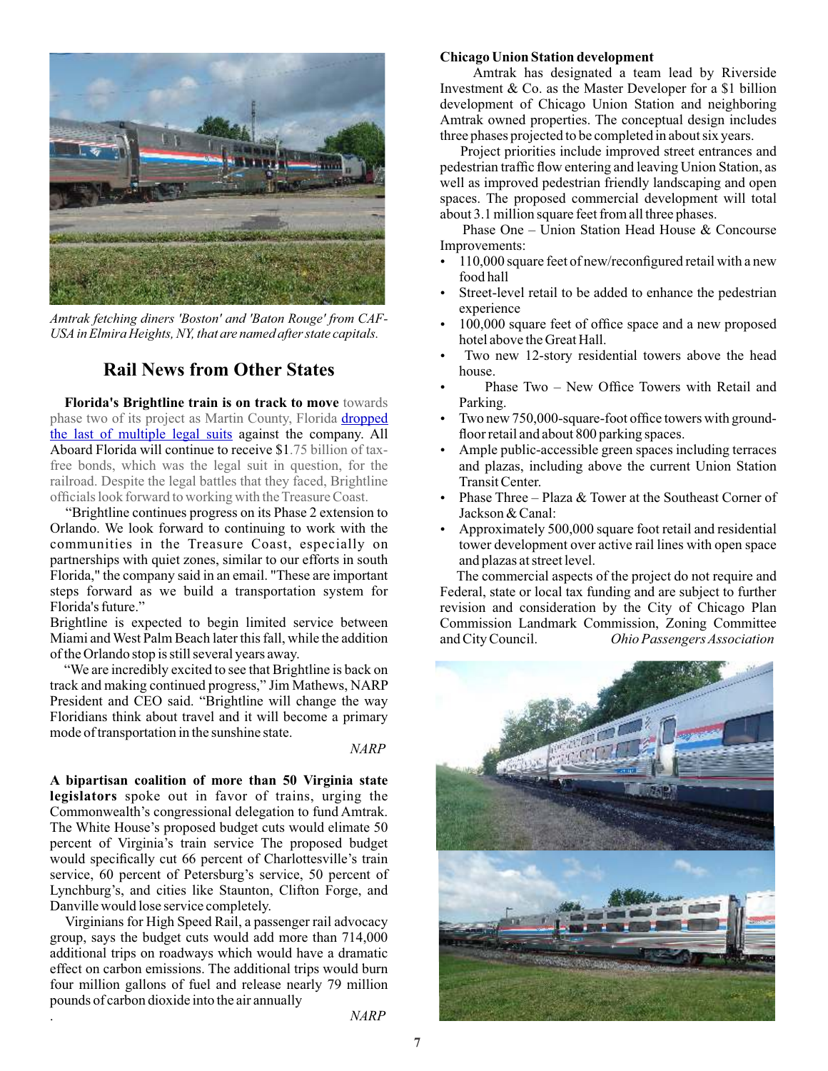*Amtrak fetching diners 'Boston' and 'Baton Rouge' from CAF-USA in Elmira Heights, NY, that are named after state capitals.*

## Rail News from Other States

**Florida's Brightline train is on track to move** towards phase two of its project as Martin County, Florida dropped the last of multiple legal suits against the company. All Aboard Florida will continue to receive $1.75 billion of tax-free bonds, which was the legal suit in question, for the railroad. Despite the legal battles that they faced, Brightline officials look forward to working with the Treasure Coast.

"Brightline continues progress on its Phase 2 extension to Orlando. We look forward to continuing to work with the communities in the Treasure Coast, especially on partnerships with quiet zones, similar to our efforts in south Florida," the company said in an email. "These are important steps forward as we build a transportation system for Florida's future."

Brightline is expected to begin limited service between Miami and West Palm Beach later this fall, while the addition of the Orlando stop is still several years away.

"We are incredibly excited to see that Brightline is back on track and making continued progress," Jim Mathews, NARP President and CEO said. "Brightline will change the way Floridians think about travel and it will become a primary mode of transportation in the sunshine state.

*NARP*

**A bipartisan coalition of more than 50 Virginia state legislators** spoke out in favor of trains, urging the Commonwealth's congressional delegation to fund Amtrak. The White House's proposed budget cuts would elimate 50 percent of Virginia's train service The proposed budget would specifically cut 66 percent of Charlottesville's train service, 60 percent of Petersburg's service, 50 percent of Lynchburg's, and cities like Staunton, Clifton Forge, and Danville would lose service completely.

Virginians for High Speed Rail, a passenger rail advocacy group, says the budget cuts would add more than 714,000 additional trips on roadways which would have a dramatic effect on carbon emissions. The additional trips would burn four million gallons of fuel and release nearly 79 million pounds of carbon dioxide into the air annually.

*NARP*

**Chicago Union Station development**

Amtrak has designated a team lead by Riverside Investment & Co. as the Master Developer for a $1 billion development of Chicago Union Station and neighboring Amtrak owned properties. The conceptual design includes three phases projected to be completed in about six years.

Project priorities include improved street entrances and pedestrian traffic flow entering and leaving Union Station, as well as improved pedestrian friendly landscaping and open spaces. The proposed commercial development will total about 3.1 million square feet from all three phases.

Phase One – Union Station Head House & Concourse Improvements:

- 110,000 square feet of new/reconfigured retail with a new food hall
- Street-level retail to be added to enhance the pedestrian experience
- 100,000 square feet of office space and a new proposed hotel above the Great Hall.
- Two new 12-story residential towers above the head house.
- Phase Two – New Office Towers with Retail and Parking.
- Two new 750,000-square-foot office towers with ground-floor retail and about 800 parking spaces.
- Ample public-accessible green spaces including terraces and plazas, including above the current Union Station Transit Center.
- Phase Three – Plaza & Tower at the Southeast Corner of Jackson & Canal:
- Approximately 500,000 square foot retail and residential tower development over active rail lines with open space and plazas at street level.

The commercial aspects of the project do not require and Federal, state or local tax funding and are subject to further revision and consideration by the City of Chicago Plan Commission Landmark Commission, Zoning Committee and City Council.

*Ohio Passengers Association*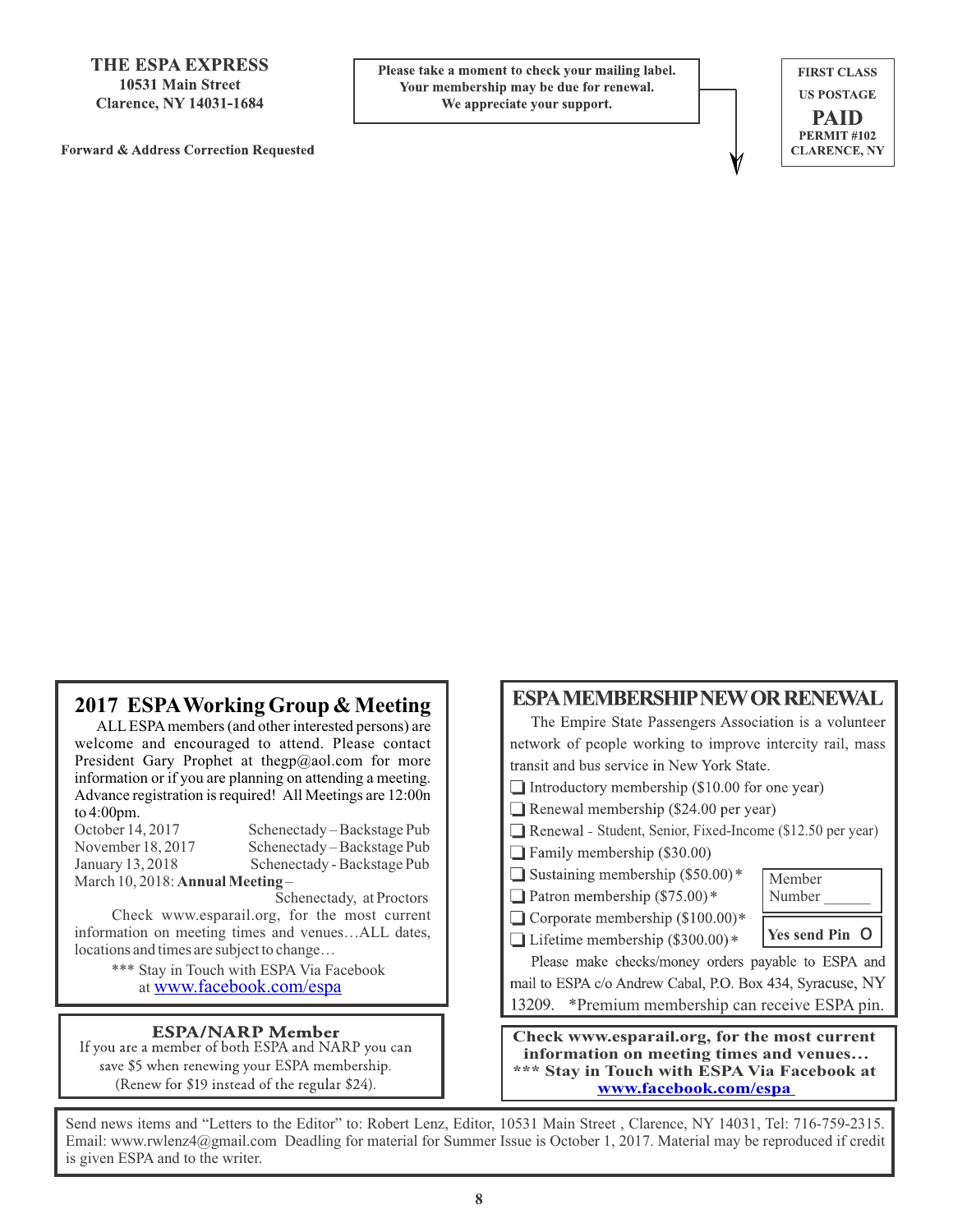**THE ESPA EXPRESS**
**10531 Main Street**
**Clarence, NY 14031-1684**

**Forward & Address Correction Requested**

**Please take a moment to check your mailing label.**
**Your membership may be due for renewal.**
**We appreciate your support.**

**FIRST CLASS**
**US POSTAGE**
**PAID**
**PERMIT #102**
**CLARENCE, NY**

## 2017 ESPA Working Group & Meeting

ALL ESPA members (and other interested persons) are welcome and encouraged to attend. Please contact President Gary Prophet at thegp@aol.com for more information or if you are planning on attending a meeting. Advance registration is required! All Meetings are 12:00n to 4:00pm.

| | |
|---|---|
| October 14, 2017 | Schenectady – Backstage Pub |
| November 18, 2017 | Schenectady – Backstage Pub |
| January 13, 2018 | Schenectady - Backstage Pub |
| March 10, 2018: **Annual Meeting** – | Schenectady, at Proctors |

Check www.esparail.org, for the most current information on meeting times and venues…ALL dates, locations and times are subject to change…

*** Stay in Touch with ESPA Via Facebook at www.facebook.com/espa

### ESPA/NARP Member

If you are a member of both ESPA and NARP you can save $5 when renewing your ESPA membership. (Renew for $19 instead of the regular $24).

## ESPA MEMBERSHIP NEW OR RENEWAL

The Empire State Passengers Association is a volunteer network of people working to improve intercity rail, mass transit and bus service in New York State.

- ❑ Introductory membership ($10.00 for one year)
- ❑ Renewal membership ($24.00 per year)
- ❑ Renewal - Student, Senior, Fixed-Income ($12.50 per year)
- ❑ Family membership ($30.00)
- ❑ Sustaining membership ($50.00)*
- ❑ Patron membership ($75.00)*
- ❑ Corporate membership ($100.00)*
- ❑ Lifetime membership ($300.00)*

Member Number ______

**Yes send Pin** O

Please make checks/money orders payable to ESPA and mail to ESPA c/o Andrew Cabal, P.O. Box 434, Syracuse, NY 13209. *Premium membership can receive ESPA pin.

**Check www.esparail.org, for the most current information on meeting times and venues…**
**\*\*\* Stay in Touch with ESPA Via Facebook at www.facebook.com/espa**

Send news items and "Letters to the Editor" to: Robert Lenz, Editor, 10531 Main Street , Clarence, NY 14031, Tel: 716-759-2315. Email: www.rwlenz4@gmail.com Deadling for material for Summer Issue is October 1, 2017. Material may be reproduced if credit is given ESPA and to the writer.